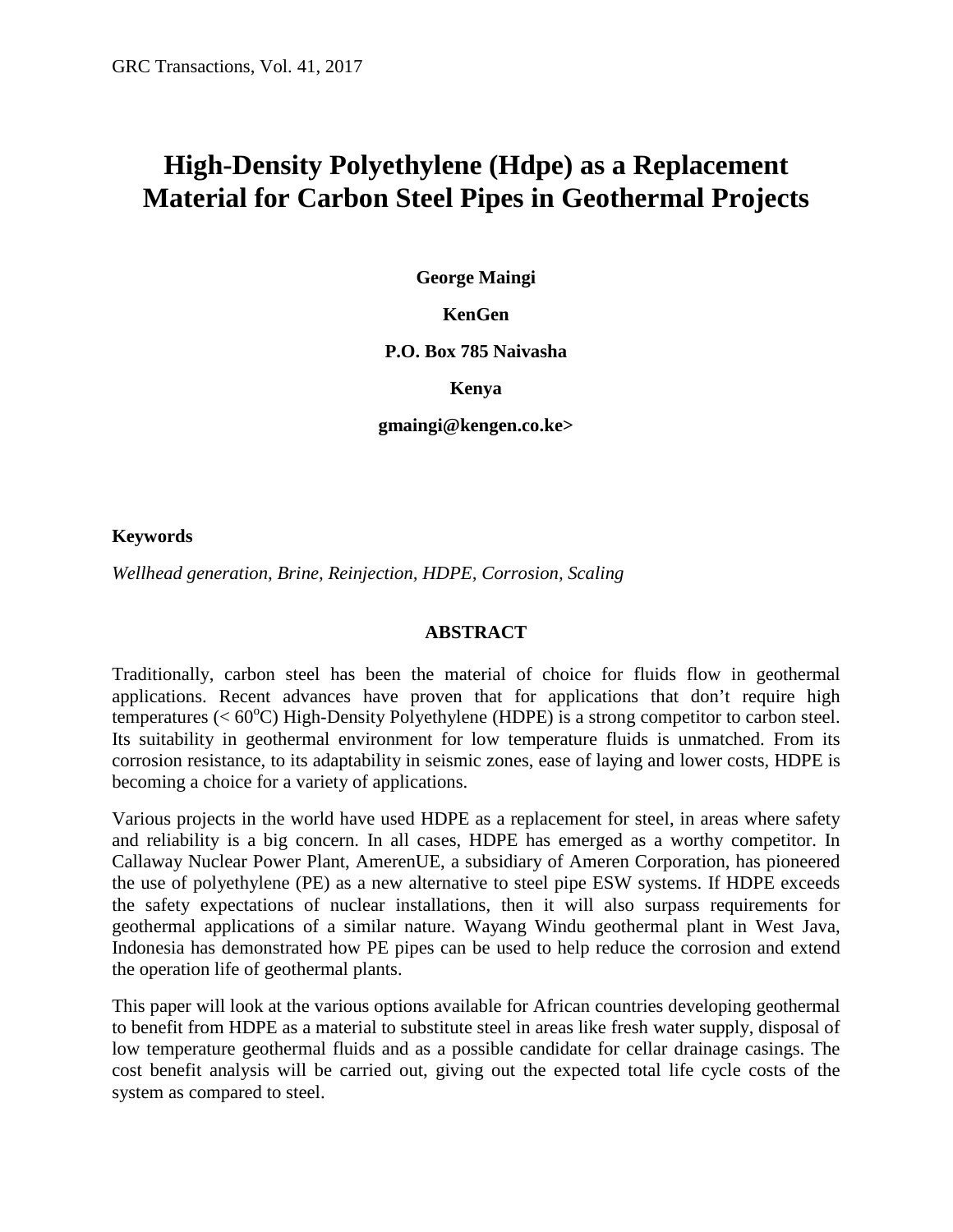# High-Density Polyethylene (Hdpe) as a Replacement Material for Carbon Steel Pipes in Geothermal Projects

**George Maingi**

**KenGen**

**P.O. Box 785 Naivasha**

**Kenya**

**gmaingi@kengen.co.ke>**

**Keywords**

*Wellhead generation, Brine, Reinjection, HDPE, Corrosion, Scaling*

## ABSTRACT

Traditionally, carbon steel has been the material of choice for fluids flow in geothermal applications. Recent advances have proven that for applications that don't require high temperatures (< 60$^{o}$C) High-Density Polyethylene (HDPE) is a strong competitor to carbon steel. Its suitability in geothermal environment for low temperature fluids is unmatched. From its corrosion resistance, to its adaptability in seismic zones, ease of laying and lower costs, HDPE is becoming a choice for a variety of applications.

Various projects in the world have used HDPE as a replacement for steel, in areas where safety and reliability is a big concern. In all cases, HDPE has emerged as a worthy competitor. In Callaway Nuclear Power Plant, AmerenUE, a subsidiary of Ameren Corporation, has pioneered the use of polyethylene (PE) as a new alternative to steel pipe ESW systems. If HDPE exceeds the safety expectations of nuclear installations, then it will also surpass requirements for geothermal applications of a similar nature. Wayang Windu geothermal plant in West Java, Indonesia has demonstrated how PE pipes can be used to help reduce the corrosion and extend the operation life of geothermal plants.

This paper will look at the various options available for African countries developing geothermal to benefit from HDPE as a material to substitute steel in areas like fresh water supply, disposal of low temperature geothermal fluids and as a possible candidate for cellar drainage casings. The cost benefit analysis will be carried out, giving out the expected total life cycle costs of the system as compared to steel.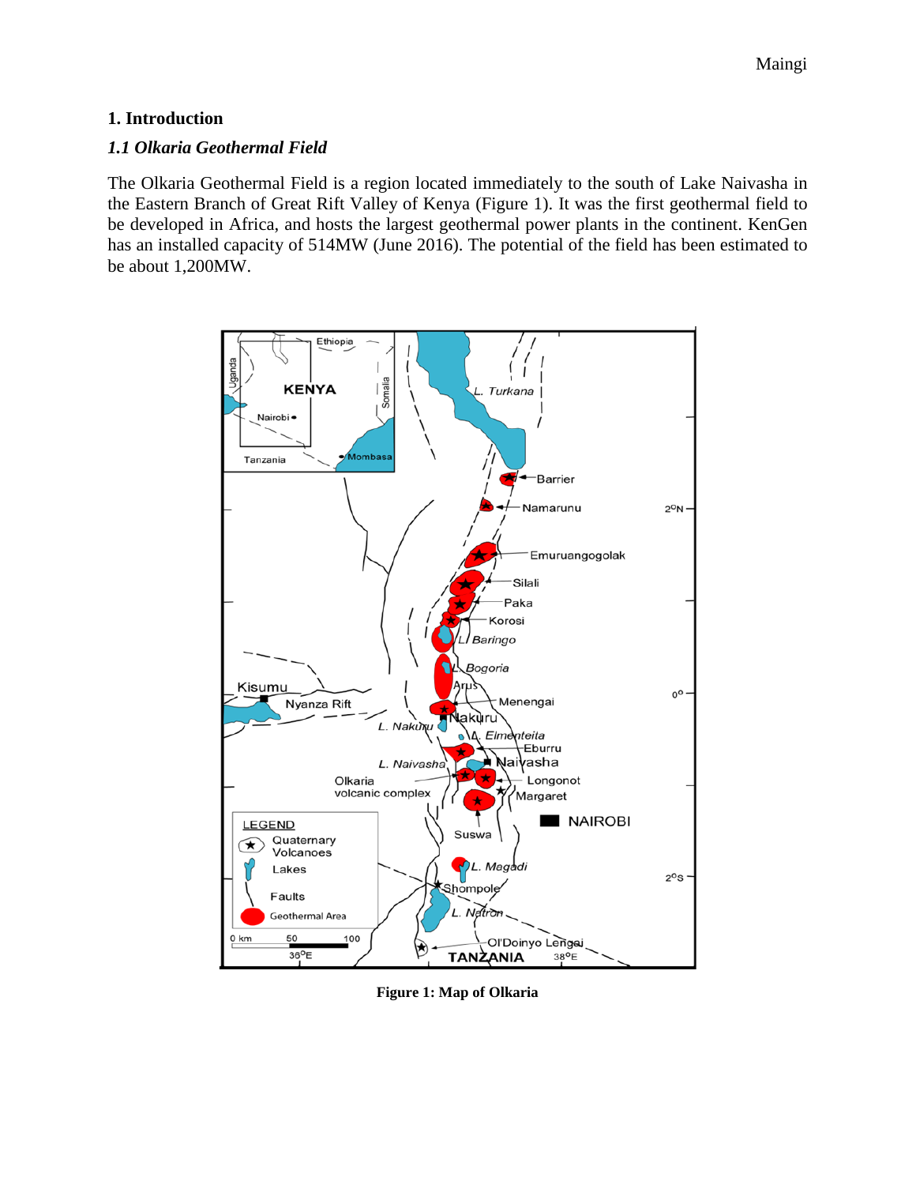# 1. Introduction

## *1.1 Olkaria Geothermal Field*

The Olkaria Geothermal Field is a region located immediately to the south of Lake Naivasha in the Eastern Branch of Great Rift Valley of Kenya (Figure 1). It was the first geothermal field to be developed in Africa, and hosts the largest geothermal power plants in the continent. KenGen has an installed capacity of 514MW (June 2016). The potential of the field has been estimated to be about 1,200MW.

**Figure 1: Map of Olkaria**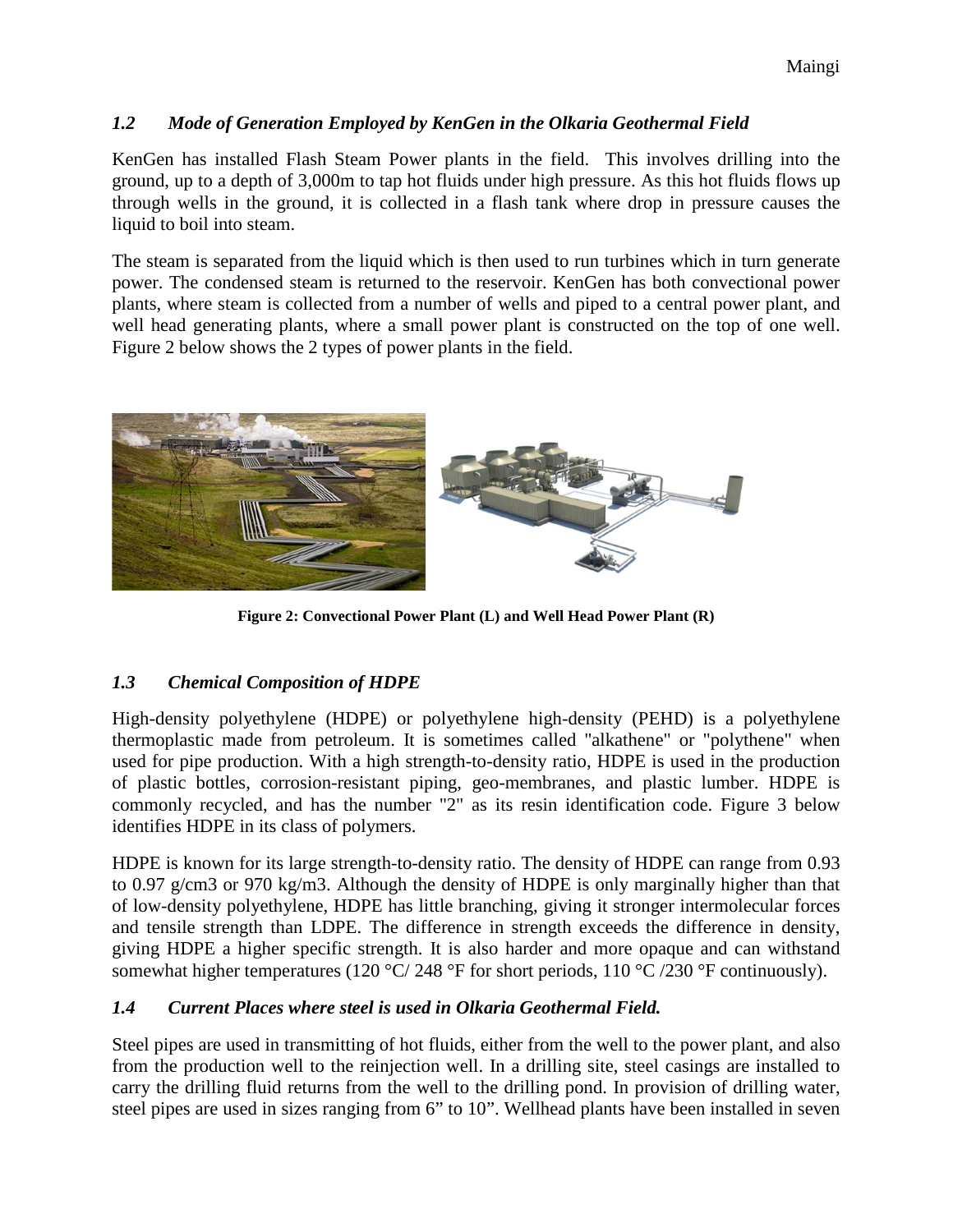### *1.2 Mode of Generation Employed by KenGen in the Olkaria Geothermal Field*

KenGen has installed Flash Steam Power plants in the field. This involves drilling into the ground, up to a depth of 3,000m to tap hot fluids under high pressure. As this hot fluids flows up through wells in the ground, it is collected in a flash tank where drop in pressure causes the liquid to boil into steam.

The steam is separated from the liquid which is then used to run turbines which in turn generate power. The condensed steam is returned to the reservoir. KenGen has both convectional power plants, where steam is collected from a number of wells and piped to a central power plant, and well head generating plants, where a small power plant is constructed on the top of one well. Figure 2 below shows the 2 types of power plants in the field.

**Figure 2: Convectional Power Plant (L) and Well Head Power Plant (R)**

### *1.3 Chemical Composition of HDPE*

High-density polyethylene (HDPE) or polyethylene high-density (PEHD) is a polyethylene thermoplastic made from petroleum. It is sometimes called "alkathene" or "polythene" when used for pipe production. With a high strength-to-density ratio, HDPE is used in the production of plastic bottles, corrosion-resistant piping, geo-membranes, and plastic lumber. HDPE is commonly recycled, and has the number "2" as its resin identification code. Figure 3 below identifies HDPE in its class of polymers.

HDPE is known for its large strength-to-density ratio. The density of HDPE can range from 0.93 to 0.97 g/cm3 or 970 kg/m3. Although the density of HDPE is only marginally higher than that of low-density polyethylene, HDPE has little branching, giving it stronger intermolecular forces and tensile strength than LDPE. The difference in strength exceeds the difference in density, giving HDPE a higher specific strength. It is also harder and more opaque and can withstand somewhat higher temperatures (120 °C/ 248 °F for short periods, 110 °C /230 °F continuously).

### *1.4 Current Places where steel is used in Olkaria Geothermal Field.*

Steel pipes are used in transmitting of hot fluids, either from the well to the power plant, and also from the production well to the reinjection well. In a drilling site, steel casings are installed to carry the drilling fluid returns from the well to the drilling pond. In provision of drilling water, steel pipes are used in sizes ranging from 6" to 10". Wellhead plants have been installed in seven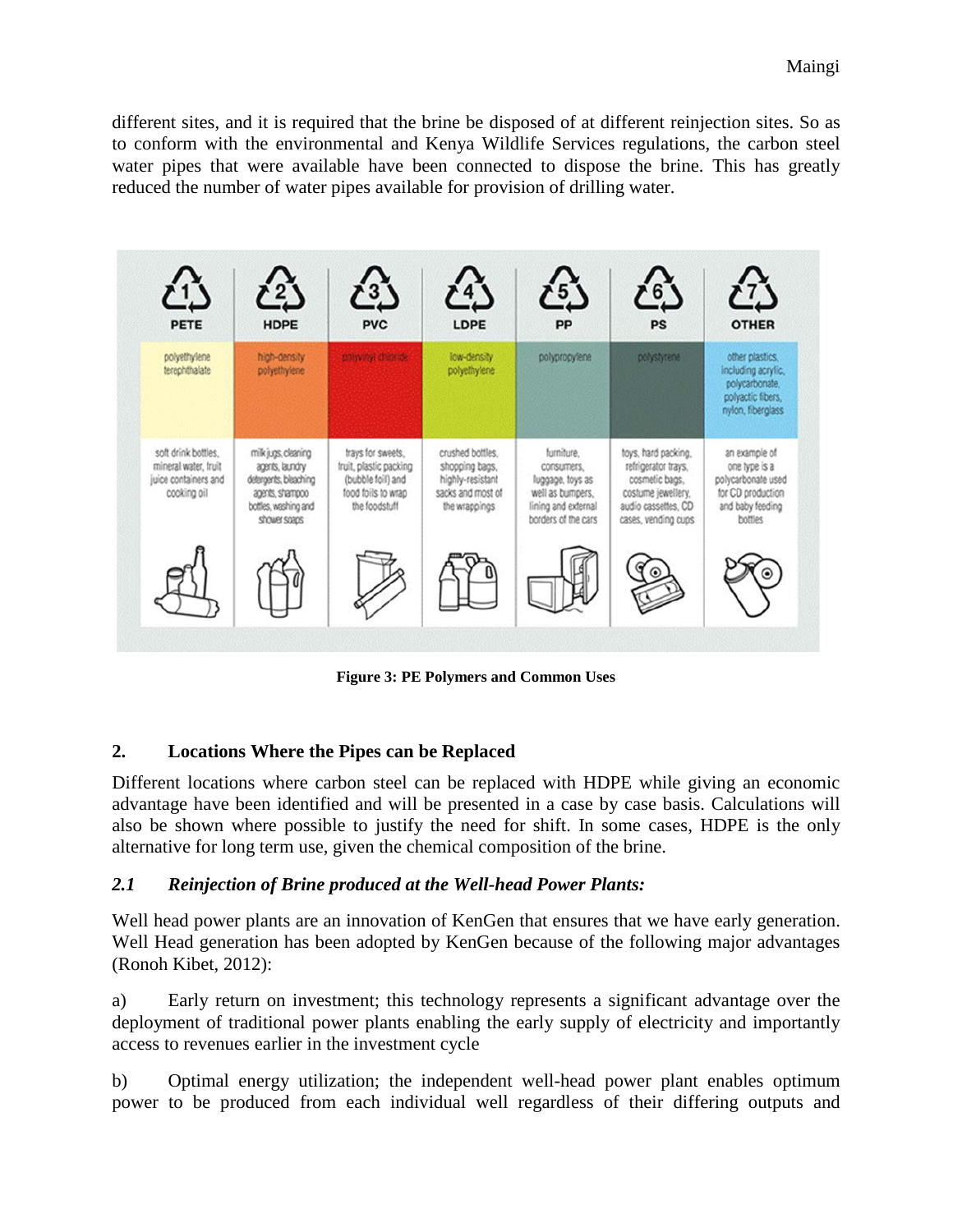different sites, and it is required that the brine be disposed of at different reinjection sites. So as to conform with the environmental and Kenya Wildlife Services regulations, the carbon steel water pipes that were available have been connected to dispose the brine. This has greatly reduced the number of water pipes available for provision of drilling water.

| 1 PETE | 2 HDPE | 3 PVC | 4 LDPE | 5 PP | 6 PS | 7 OTHER |
|---|---|---|---|---|---|---|
| polyethylene terephthalate | high-density polyethylene | polyvinyl chloride | low-density polyethylene | polypropylene | polystyrene | other plastics, including acrylic, polycarbonate, polyactic fibers, nylon, fiberglass |
| soft drink bottles, mineral water, fruit juice containers and cooking oil | milk jugs, cleaning agents, laundry detergents, bleaching agents, shampoo bottles, washing and shower soaps | trays for sweets, fruit, plastic packing (bubble foil) and food foils to wrap the foodstuff | crushed bottles, shopping bags, highly-resistant sacks and most of the wrappings | furniture, consumers, luggage, toys as well as bumpers, lining and external borders of the cars | toys, hard packing, refrigerator trays, cosmetic bags, costume jewellery, audio cassettes, CD cases, vending cups | an example of one type is a polycarbonate used for CD production and baby feeding bottles |

**Figure 3: PE Polymers and Common Uses**

## 2. Locations Where the Pipes can be Replaced

Different locations where carbon steel can be replaced with HDPE while giving an economic advantage have been identified and will be presented in a case by case basis. Calculations will also be shown where possible to justify the need for shift. In some cases, HDPE is the only alternative for long term use, given the chemical composition of the brine.

### *2.1 Reinjection of Brine produced at the Well-head Power Plants:*

Well head power plants are an innovation of KenGen that ensures that we have early generation. Well Head generation has been adopted by KenGen because of the following major advantages (Ronoh Kibet, 2012):

a) Early return on investment; this technology represents a significant advantage over the deployment of traditional power plants enabling the early supply of electricity and importantly access to revenues earlier in the investment cycle

b) Optimal energy utilization; the independent well-head power plant enables optimum power to be produced from each individual well regardless of their differing outputs and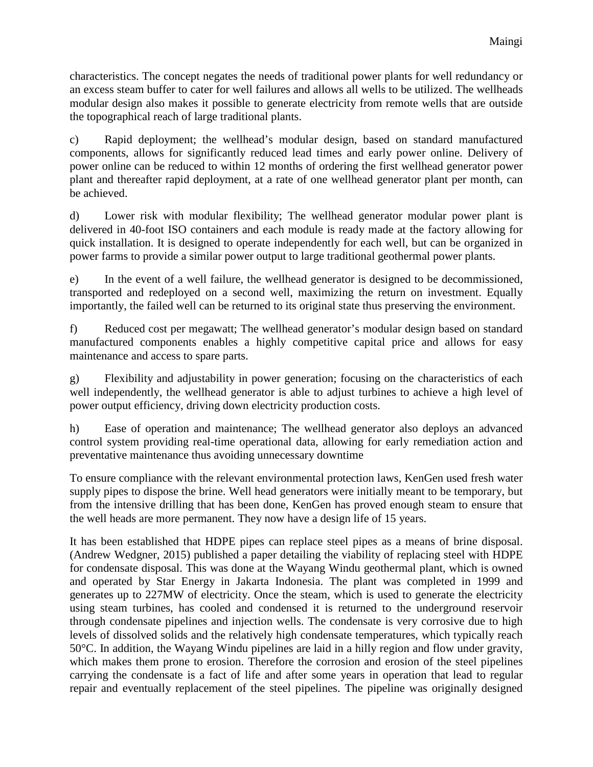characteristics. The concept negates the needs of traditional power plants for well redundancy or an excess steam buffer to cater for well failures and allows all wells to be utilized. The wellheads modular design also makes it possible to generate electricity from remote wells that are outside the topographical reach of large traditional plants.

c) Rapid deployment; the wellhead's modular design, based on standard manufactured components, allows for significantly reduced lead times and early power online. Delivery of power online can be reduced to within 12 months of ordering the first wellhead generator power plant and thereafter rapid deployment, at a rate of one wellhead generator plant per month, can be achieved.

d) Lower risk with modular flexibility; The wellhead generator modular power plant is delivered in 40-foot ISO containers and each module is ready made at the factory allowing for quick installation. It is designed to operate independently for each well, but can be organized in power farms to provide a similar power output to large traditional geothermal power plants.

e) In the event of a well failure, the wellhead generator is designed to be decommissioned, transported and redeployed on a second well, maximizing the return on investment. Equally importantly, the failed well can be returned to its original state thus preserving the environment.

f) Reduced cost per megawatt; The wellhead generator's modular design based on standard manufactured components enables a highly competitive capital price and allows for easy maintenance and access to spare parts.

g) Flexibility and adjustability in power generation; focusing on the characteristics of each well independently, the wellhead generator is able to adjust turbines to achieve a high level of power output efficiency, driving down electricity production costs.

h) Ease of operation and maintenance; The wellhead generator also deploys an advanced control system providing real-time operational data, allowing for early remediation action and preventative maintenance thus avoiding unnecessary downtime

To ensure compliance with the relevant environmental protection laws, KenGen used fresh water supply pipes to dispose the brine. Well head generators were initially meant to be temporary, but from the intensive drilling that has been done, KenGen has proved enough steam to ensure that the well heads are more permanent. They now have a design life of 15 years.

It has been established that HDPE pipes can replace steel pipes as a means of brine disposal. (Andrew Wedgner, 2015) published a paper detailing the viability of replacing steel with HDPE for condensate disposal. This was done at the Wayang Windu geothermal plant, which is owned and operated by Star Energy in Jakarta Indonesia. The plant was completed in 1999 and generates up to 227MW of electricity. Once the steam, which is used to generate the electricity using steam turbines, has cooled and condensed it is returned to the underground reservoir through condensate pipelines and injection wells. The condensate is very corrosive due to high levels of dissolved solids and the relatively high condensate temperatures, which typically reach 50°C. In addition, the Wayang Windu pipelines are laid in a hilly region and flow under gravity, which makes them prone to erosion. Therefore the corrosion and erosion of the steel pipelines carrying the condensate is a fact of life and after some years in operation that lead to regular repair and eventually replacement of the steel pipelines. The pipeline was originally designed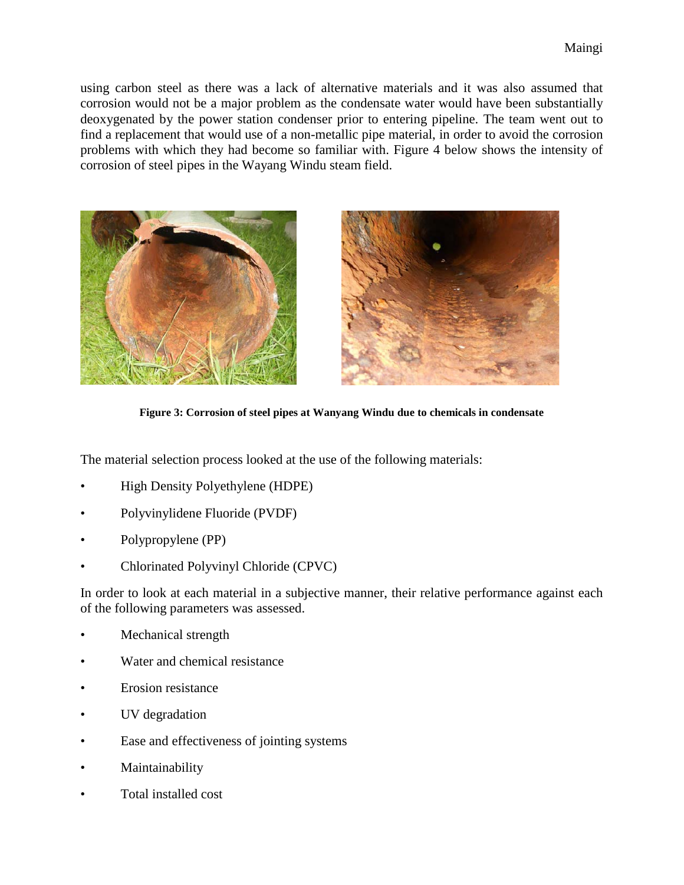using carbon steel as there was a lack of alternative materials and it was also assumed that corrosion would not be a major problem as the condensate water would have been substantially deoxygenated by the power station condenser prior to entering pipeline. The team went out to find a replacement that would use of a non-metallic pipe material, in order to avoid the corrosion problems with which they had become so familiar with. Figure 4 below shows the intensity of corrosion of steel pipes in the Wayang Windu steam field.

**Figure 3: Corrosion of steel pipes at Wanyang Windu due to chemicals in condensate**

The material selection process looked at the use of the following materials:

- High Density Polyethylene (HDPE)
- Polyvinylidene Fluoride (PVDF)
- Polypropylene (PP)
- Chlorinated Polyvinyl Chloride (CPVC)

In order to look at each material in a subjective manner, their relative performance against each of the following parameters was assessed.

- Mechanical strength
- Water and chemical resistance
- Erosion resistance
- UV degradation
- Ease and effectiveness of jointing systems
- Maintainability
- Total installed cost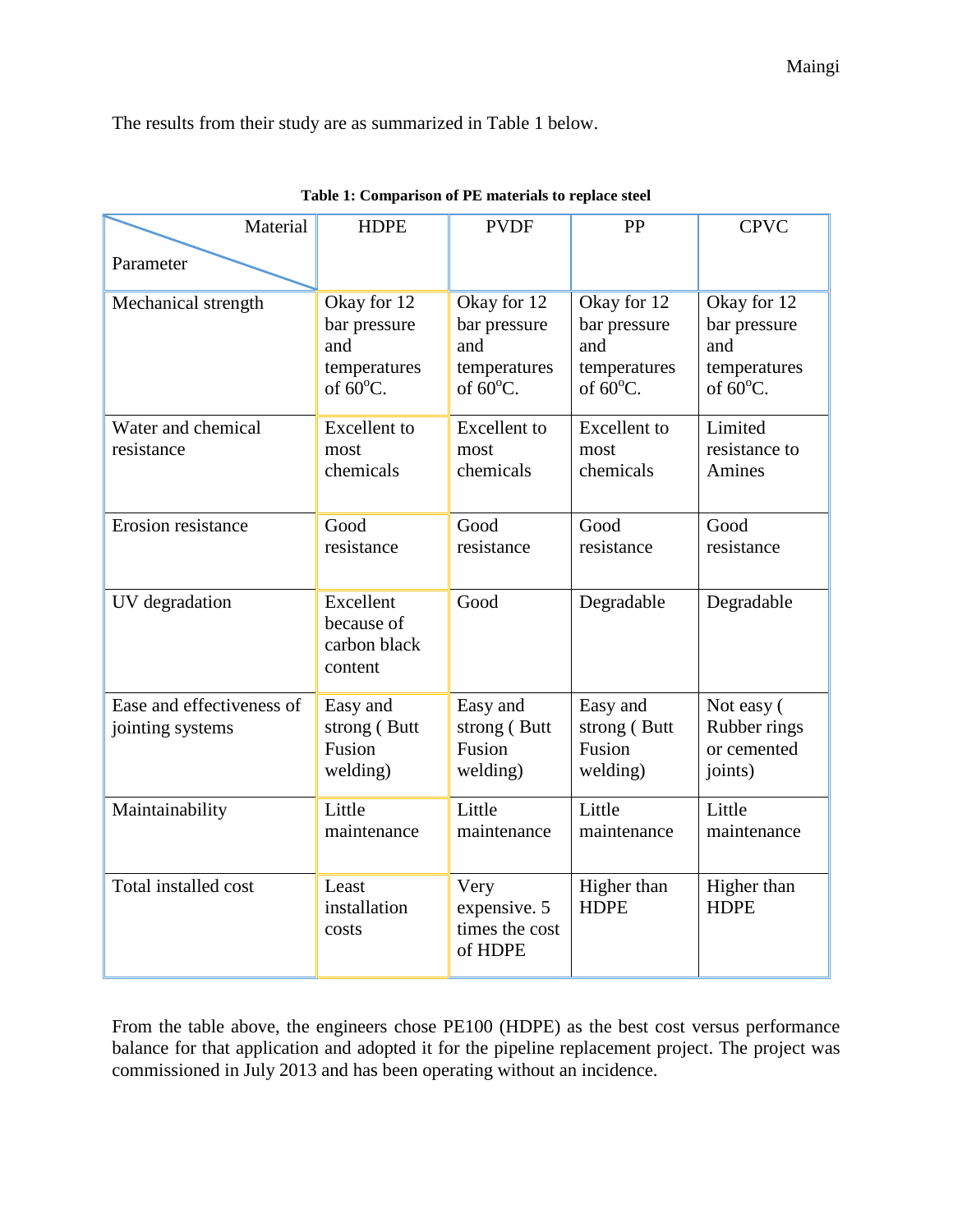The results from their study are as summarized in Table 1 below.

**Table 1: Comparison of PE materials to replace steel**

| Parameter \ Material | HDPE | PVDF | PP | CPVC |
|---|---|---|---|---|
| Mechanical strength | Okay for 12 bar pressure and temperatures of 60$^{o}$C. | Okay for 12 bar pressure and temperatures of 60$^{o}$C. | Okay for 12 bar pressure and temperatures of 60$^{o}$C. | Okay for 12 bar pressure and temperatures of 60$^{o}$C. |
| Water and chemical resistance | Excellent to most chemicals | Excellent to most chemicals | Excellent to most chemicals | Limited resistance to Amines |
| Erosion resistance | Good resistance | Good resistance | Good resistance | Good resistance |
| UV degradation | Excellent because of carbon black content | Good | Degradable | Degradable |
| Ease and effectiveness of jointing systems | Easy and strong ( Butt Fusion welding) | Easy and strong ( Butt Fusion welding) | Easy and strong ( Butt Fusion welding) | Not easy ( Rubber rings or cemented joints) |
| Maintainability | Little maintenance | Little maintenance | Little maintenance | Little maintenance |
| Total installed cost | Least installation costs | Very expensive. 5 times the cost of HDPE | Higher than HDPE | Higher than HDPE |

From the table above, the engineers chose PE100 (HDPE) as the best cost versus performance balance for that application and adopted it for the pipeline replacement project. The project was commissioned in July 2013 and has been operating without an incidence.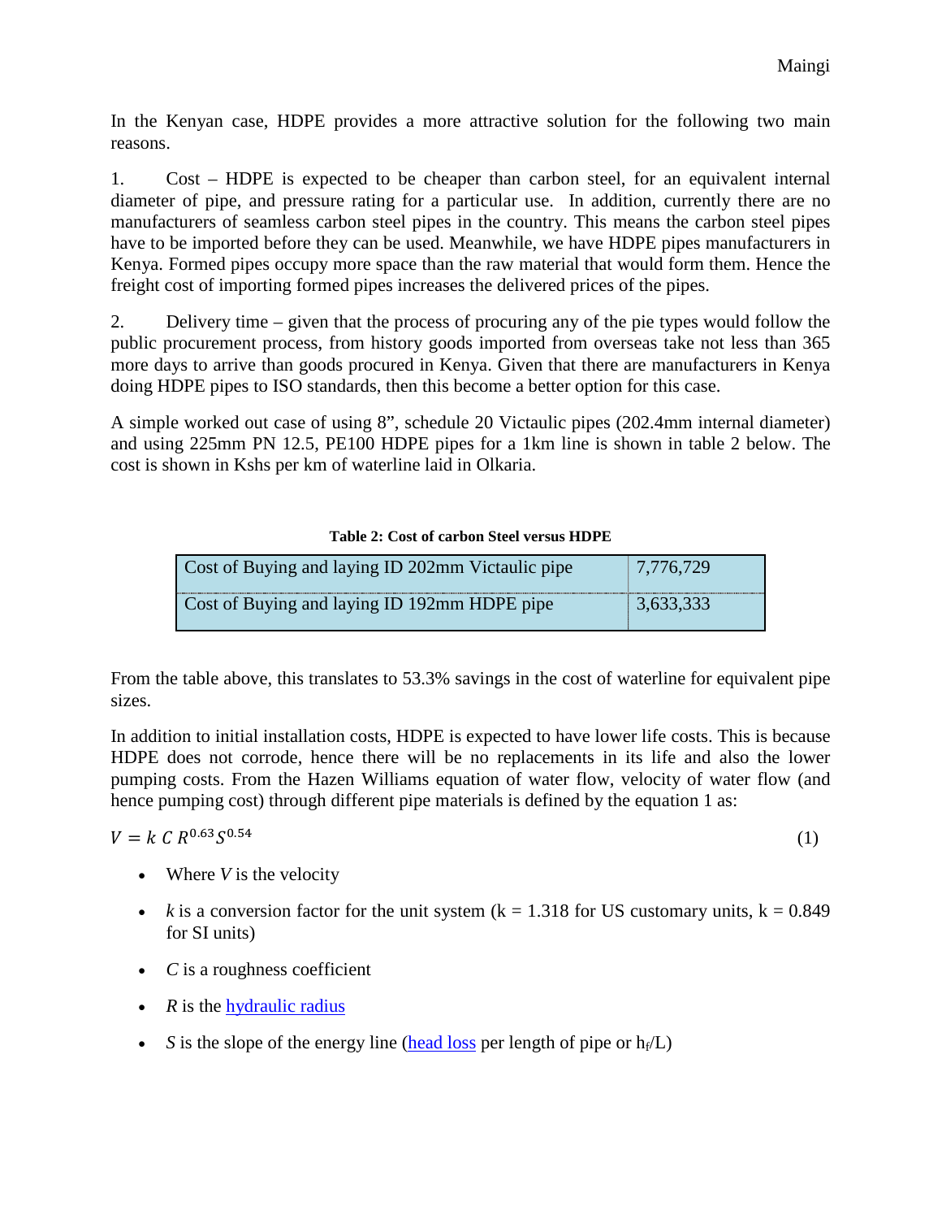In the Kenyan case, HDPE provides a more attractive solution for the following two main reasons.

1. Cost – HDPE is expected to be cheaper than carbon steel, for an equivalent internal diameter of pipe, and pressure rating for a particular use. In addition, currently there are no manufacturers of seamless carbon steel pipes in the country. This means the carbon steel pipes have to be imported before they can be used. Meanwhile, we have HDPE pipes manufacturers in Kenya. Formed pipes occupy more space than the raw material that would form them. Hence the freight cost of importing formed pipes increases the delivered prices of the pipes.

2. Delivery time – given that the process of procuring any of the pie types would follow the public procurement process, from history goods imported from overseas take not less than 365 more days to arrive than goods procured in Kenya. Given that there are manufacturers in Kenya doing HDPE pipes to ISO standards, then this become a better option for this case.

A simple worked out case of using 8", schedule 20 Victaulic pipes (202.4mm internal diameter) and using 225mm PN 12.5, PE100 HDPE pipes for a 1km line is shown in table 2 below. The cost is shown in Kshs per km of waterline laid in Olkaria.

**Table 2: Cost of carbon Steel versus HDPE**

| | |
|---|---|
| Cost of Buying and laying ID 202mm Victaulic pipe | 7,776,729 |
| Cost of Buying and laying ID 192mm HDPE pipe | 3,633,333 |

From the table above, this translates to 53.3% savings in the cost of waterline for equivalent pipe sizes.

In addition to initial installation costs, HDPE is expected to have lower life costs. This is because HDPE does not corrode, hence there will be no replacements in its life and also the lower pumping costs. From the Hazen Williams equation of water flow, velocity of water flow (and hence pumping cost) through different pipe materials is defined by the equation 1 as:

$$V = k\ C\ R^{0.63} S^{0.54} \tag{1}$$

- Where $V$ is the velocity
- $k$ is a conversion factor for the unit system (k = 1.318 for US customary units, k = 0.849 for SI units)
- $C$ is a roughness coefficient
- $R$ is the hydraulic radius
- $S$ is the slope of the energy line (head loss per length of pipe or $h_f/L$)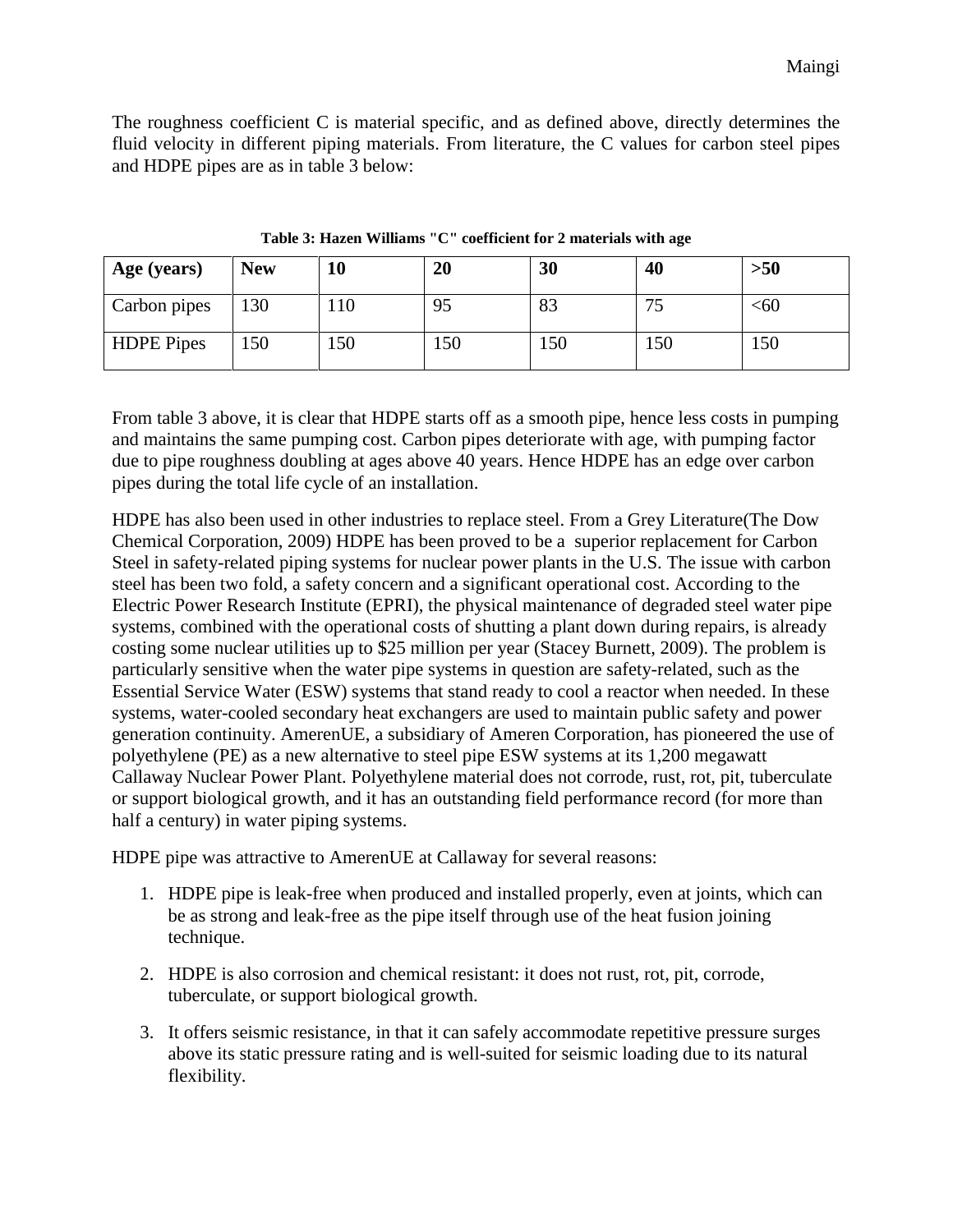The roughness coefficient C is material specific, and as defined above, directly determines the fluid velocity in different piping materials. From literature, the C values for carbon steel pipes and HDPE pipes are as in table 3 below:

**Table 3: Hazen Williams "C" coefficient for 2 materials with age**

| Age (years) | New | 10 | 20 | 30 | 40 | >50 |
|---|---|---|---|---|---|---|
| Carbon pipes | 130 | 110 | 95 | 83 | 75 | <60 |
| HDPE Pipes | 150 | 150 | 150 | 150 | 150 | 150 |

From table 3 above, it is clear that HDPE starts off as a smooth pipe, hence less costs in pumping and maintains the same pumping cost. Carbon pipes deteriorate with age, with pumping factor due to pipe roughness doubling at ages above 40 years. Hence HDPE has an edge over carbon pipes during the total life cycle of an installation.

HDPE has also been used in other industries to replace steel. From a Grey Literature(The Dow Chemical Corporation, 2009) HDPE has been proved to be a superior replacement for Carbon Steel in safety-related piping systems for nuclear power plants in the U.S. The issue with carbon steel has been two fold, a safety concern and a significant operational cost. According to the Electric Power Research Institute (EPRI), the physical maintenance of degraded steel water pipe systems, combined with the operational costs of shutting a plant down during repairs, is already costing some nuclear utilities up to $25 million per year (Stacey Burnett, 2009). The problem is particularly sensitive when the water pipe systems in question are safety-related, such as the Essential Service Water (ESW) systems that stand ready to cool a reactor when needed. In these systems, water-cooled secondary heat exchangers are used to maintain public safety and power generation continuity. AmerenUE, a subsidiary of Ameren Corporation, has pioneered the use of polyethylene (PE) as a new alternative to steel pipe ESW systems at its 1,200 megawatt Callaway Nuclear Power Plant. Polyethylene material does not corrode, rust, rot, pit, tuberculate or support biological growth, and it has an outstanding field performance record (for more than half a century) in water piping systems.

HDPE pipe was attractive to AmerenUE at Callaway for several reasons:

1. HDPE pipe is leak-free when produced and installed properly, even at joints, which can be as strong and leak-free as the pipe itself through use of the heat fusion joining technique.
2. HDPE is also corrosion and chemical resistant: it does not rust, rot, pit, corrode, tuberculate, or support biological growth.
3. It offers seismic resistance, in that it can safely accommodate repetitive pressure surges above its static pressure rating and is well-suited for seismic loading due to its natural flexibility.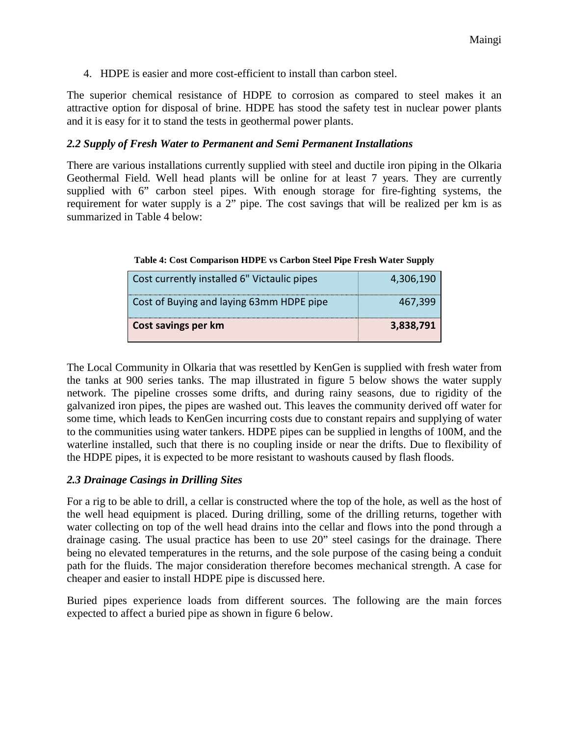4. HDPE is easier and more cost-efficient to install than carbon steel.

The superior chemical resistance of HDPE to corrosion as compared to steel makes it an attractive option for disposal of brine. HDPE has stood the safety test in nuclear power plants and it is easy for it to stand the tests in geothermal power plants.

### *2.2 Supply of Fresh Water to Permanent and Semi Permanent Installations*

There are various installations currently supplied with steel and ductile iron piping in the Olkaria Geothermal Field. Well head plants will be online for at least 7 years. They are currently supplied with 6" carbon steel pipes. With enough storage for fire-fighting systems, the requirement for water supply is a 2" pipe. The cost savings that will be realized per km is as summarized in Table 4 below:

**Table 4: Cost Comparison HDPE vs Carbon Steel Pipe Fresh Water Supply**

| | |
|---|---:|
| Cost currently installed 6" Victaulic pipes | 4,306,190 |
| Cost of Buying and laying 63mm HDPE pipe | 467,399 |
| **Cost savings per km** | **3,838,791** |

The Local Community in Olkaria that was resettled by KenGen is supplied with fresh water from the tanks at 900 series tanks. The map illustrated in figure 5 below shows the water supply network. The pipeline crosses some drifts, and during rainy seasons, due to rigidity of the galvanized iron pipes, the pipes are washed out. This leaves the community derived off water for some time, which leads to KenGen incurring costs due to constant repairs and supplying of water to the communities using water tankers. HDPE pipes can be supplied in lengths of 100M, and the waterline installed, such that there is no coupling inside or near the drifts. Due to flexibility of the HDPE pipes, it is expected to be more resistant to washouts caused by flash floods.

### *2.3 Drainage Casings in Drilling Sites*

For a rig to be able to drill, a cellar is constructed where the top of the hole, as well as the host of the well head equipment is placed. During drilling, some of the drilling returns, together with water collecting on top of the well head drains into the cellar and flows into the pond through a drainage casing. The usual practice has been to use 20" steel casings for the drainage. There being no elevated temperatures in the returns, and the sole purpose of the casing being a conduit path for the fluids. The major consideration therefore becomes mechanical strength. A case for cheaper and easier to install HDPE pipe is discussed here.

Buried pipes experience loads from different sources. The following are the main forces expected to affect a buried pipe as shown in figure 6 below.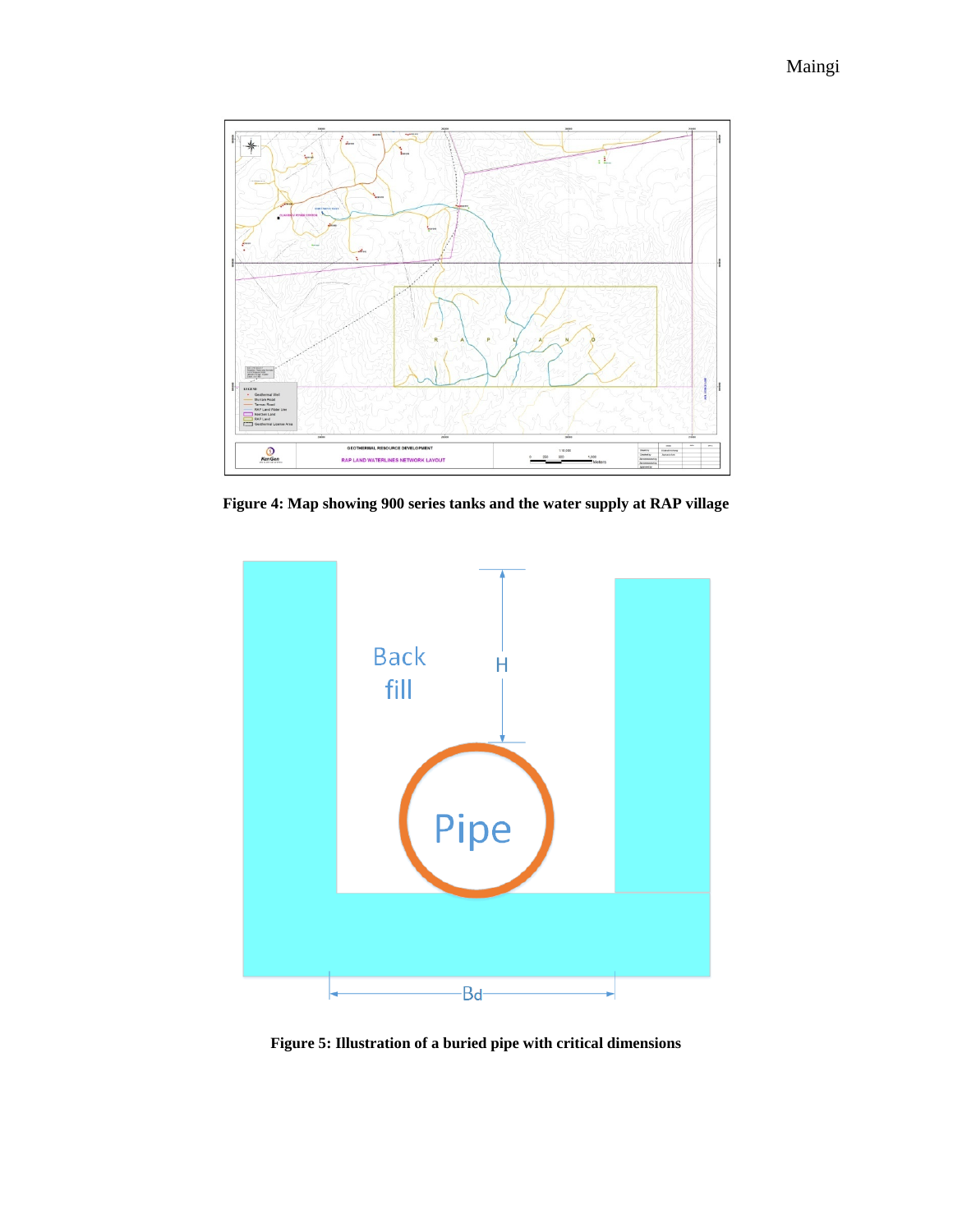**Figure 4: Map showing 900 series tanks and the water supply at RAP village**

**Figure 5: Illustration of a buried pipe with critical dimensions**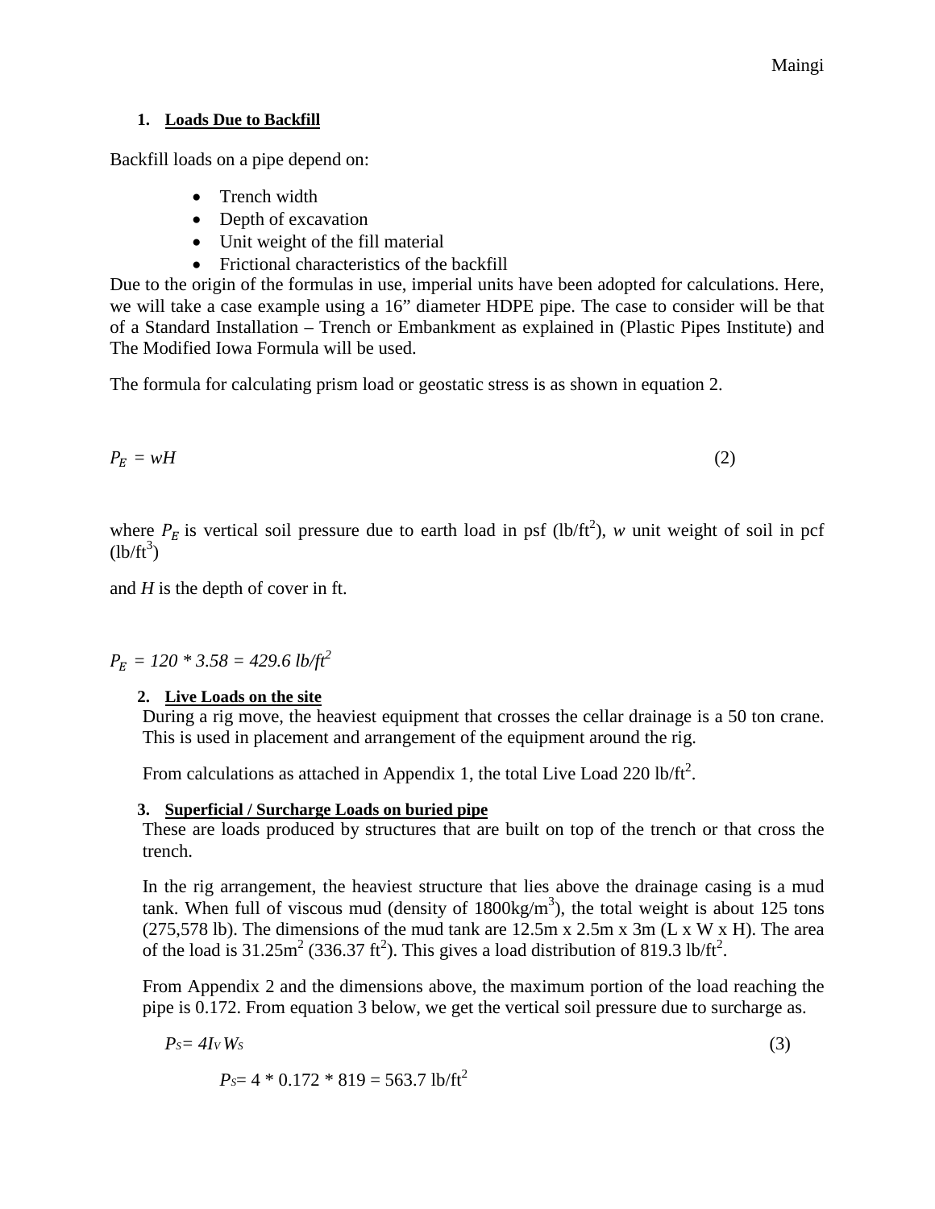1. **Loads Due to Backfill**

Backfill loads on a pipe depend on:

- Trench width
- Depth of excavation
- Unit weight of the fill material
- Frictional characteristics of the backfill

Due to the origin of the formulas in use, imperial units have been adopted for calculations. Here, we will take a case example using a 16" diameter HDPE pipe. The case to consider will be that of a Standard Installation – Trench or Embankment as explained in (Plastic Pipes Institute) and The Modified Iowa Formula will be used.

The formula for calculating prism load or geostatic stress is as shown in equation 2.

$$P_E = wH \tag{2}$$

where $P_E$ is vertical soil pressure due to earth load in psf (lb/ft$^2$), $w$ unit weight of soil in pcf (lb/ft$^3$)

and $H$ is the depth of cover in ft.

$$P_E = 120 * 3.58 = 429.6 \ lb/ft^2$$

2. **Live Loads on the site**

During a rig move, the heaviest equipment that crosses the cellar drainage is a 50 ton crane. This is used in placement and arrangement of the equipment around the rig.

From calculations as attached in Appendix 1, the total Live Load 220 lb/ft$^2$.

3. **Superficial / Surcharge Loads on buried pipe**

These are loads produced by structures that are built on top of the trench or that cross the trench.

In the rig arrangement, the heaviest structure that lies above the drainage casing is a mud tank. When full of viscous mud (density of 1800kg/m$^3$), the total weight is about 125 tons (275,578 lb). The dimensions of the mud tank are 12.5m x 2.5m x 3m (L x W x H). The area of the load is 31.25m$^2$ (336.37 ft$^2$). This gives a load distribution of 819.3 lb/ft$^2$.

From Appendix 2 and the dimensions above, the maximum portion of the load reaching the pipe is 0.172. From equation 3 below, we get the vertical soil pressure due to surcharge as.

$$P_S = 4 I_V W_S \tag{3}$$

$$P_S = 4 * 0.172 * 819 = 563.7 \ lb/ft^2$$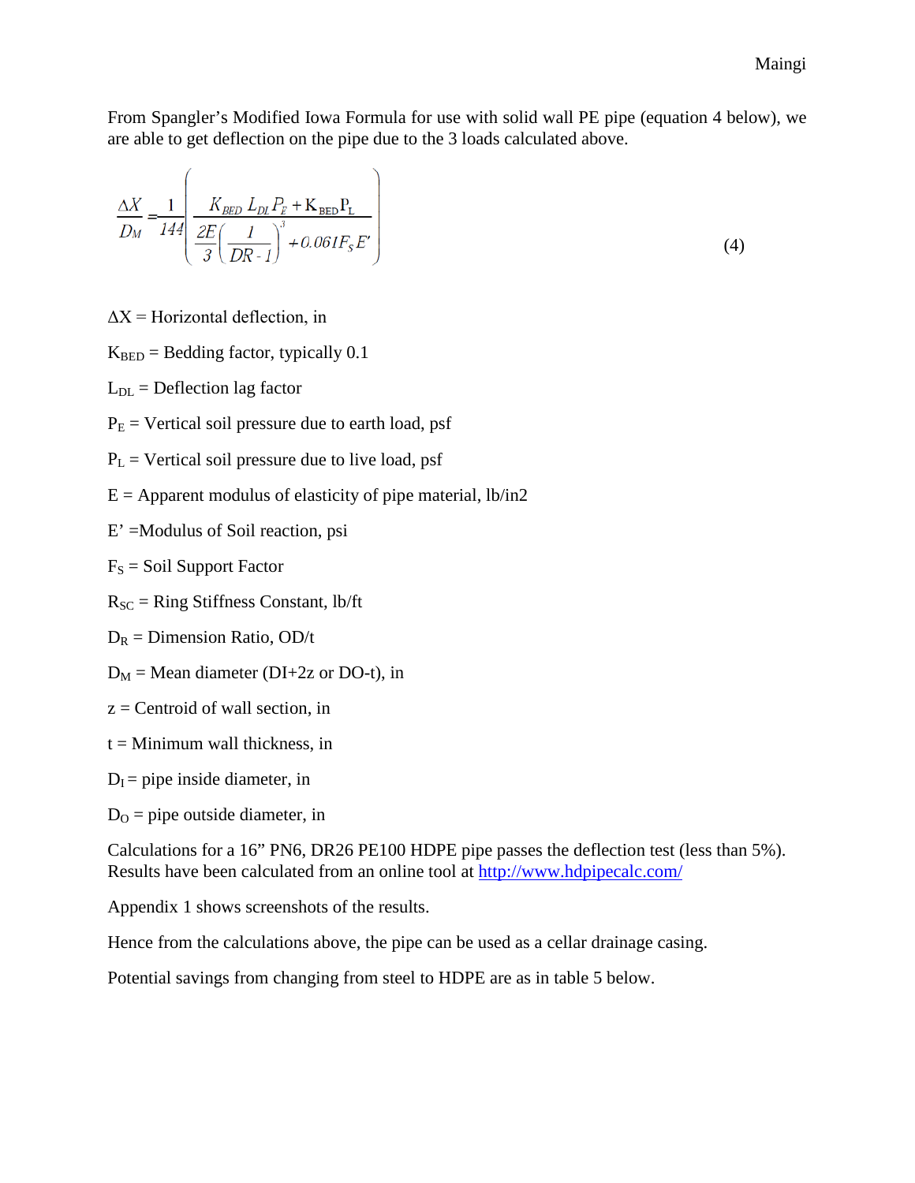From Spangler's Modified Iowa Formula for use with solid wall PE pipe (equation 4 below), we are able to get deflection on the pipe due to the 3 loads calculated above.

$$\frac{\Delta X}{D_M} = \frac{1}{144}\left(\frac{K_{BED}\, L_{DL}\, P_E + K_{BED} P_L}{\frac{2E}{3}\left(\frac{1}{DR-1}\right)^3 + 0.061 F_S E'}\right) \tag{4}$$

$\Delta X$ = Horizontal deflection, in

$K_{BED}$ = Bedding factor, typically 0.1

$L_{DL}$ = Deflection lag factor

$P_E$ = Vertical soil pressure due to earth load, psf

$P_L$ = Vertical soil pressure due to live load, psf

E = Apparent modulus of elasticity of pipe material, lb/in2

E' =Modulus of Soil reaction, psi

$F_S$ = Soil Support Factor

$R_{SC}$ = Ring Stiffness Constant, lb/ft

$D_R$ = Dimension Ratio, OD/t

$D_M$ = Mean diameter (DI+2z or DO-t), in

z = Centroid of wall section, in

t = Minimum wall thickness, in

$D_I$ = pipe inside diameter, in

$D_O$ = pipe outside diameter, in

Calculations for a 16" PN6, DR26 PE100 HDPE pipe passes the deflection test (less than 5%). Results have been calculated from an online tool at http://www.hdpipecalc.com/

Appendix 1 shows screenshots of the results.

Hence from the calculations above, the pipe can be used as a cellar drainage casing.

Potential savings from changing from steel to HDPE are as in table 5 below.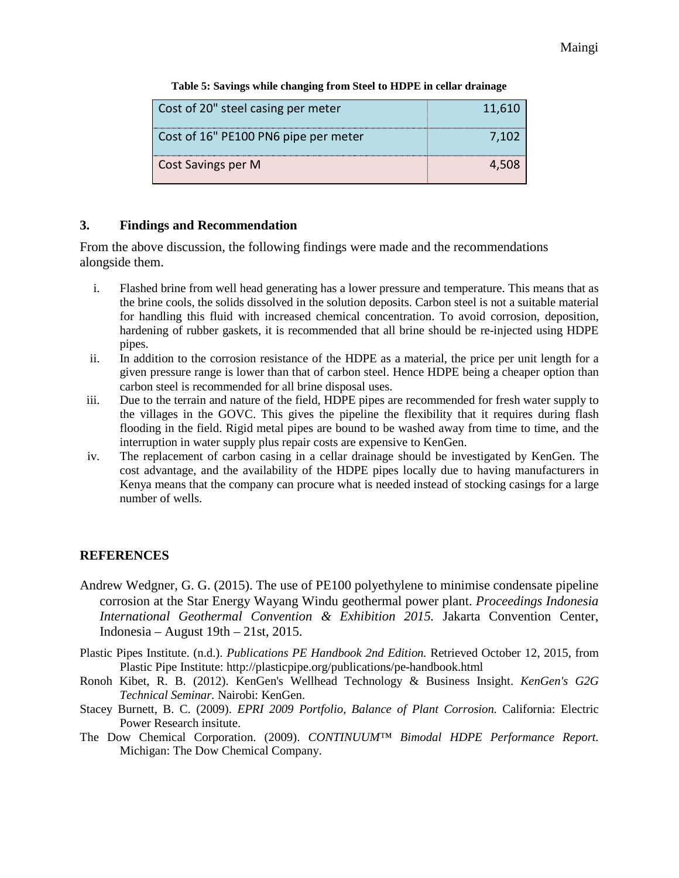**Table 5: Savings while changing from Steel to HDPE in cellar drainage**

| | |
|---|---|
| Cost of 20" steel casing per meter | 11,610 |
| Cost of 16" PE100 PN6 pipe per meter | 7,102 |
| Cost Savings per M | 4,508 |

## 3. Findings and Recommendation

From the above discussion, the following findings were made and the recommendations alongside them.

i. Flashed brine from well head generating has a lower pressure and temperature. This means that as the brine cools, the solids dissolved in the solution deposits. Carbon steel is not a suitable material for handling this fluid with increased chemical concentration. To avoid corrosion, deposition, hardening of rubber gaskets, it is recommended that all brine should be re-injected using HDPE pipes.

ii. In addition to the corrosion resistance of the HDPE as a material, the price per unit length for a given pressure range is lower than that of carbon steel. Hence HDPE being a cheaper option than carbon steel is recommended for all brine disposal uses.

iii. Due to the terrain and nature of the field, HDPE pipes are recommended for fresh water supply to the villages in the GOVC. This gives the pipeline the flexibility that it requires during flash flooding in the field. Rigid metal pipes are bound to be washed away from time to time, and the interruption in water supply plus repair costs are expensive to KenGen.

iv. The replacement of carbon casing in a cellar drainage should be investigated by KenGen. The cost advantage, and the availability of the HDPE pipes locally due to having manufacturers in Kenya means that the company can procure what is needed instead of stocking casings for a large number of wells.

## REFERENCES

Andrew Wedgner, G. G. (2015). The use of PE100 polyethylene to minimise condensate pipeline corrosion at the Star Energy Wayang Windu geothermal power plant. *Proceedings Indonesia International Geothermal Convention & Exhibition 2015.* Jakarta Convention Center, Indonesia – August 19th – 21st, 2015.

Plastic Pipes Institute. (n.d.). *Publications PE Handbook 2nd Edition.* Retrieved October 12, 2015, from Plastic Pipe Institute: http://plasticpipe.org/publications/pe-handbook.html

Ronoh Kibet, R. B. (2012). KenGen's Wellhead Technology & Business Insight. *KenGen's G2G Technical Seminar.* Nairobi: KenGen.

Stacey Burnett, B. C. (2009). *EPRI 2009 Portfolio, Balance of Plant Corrosion.* California: Electric Power Research insitute.

The Dow Chemical Corporation. (2009). *CONTINUUM™ Bimodal HDPE Performance Report.* Michigan: The Dow Chemical Company.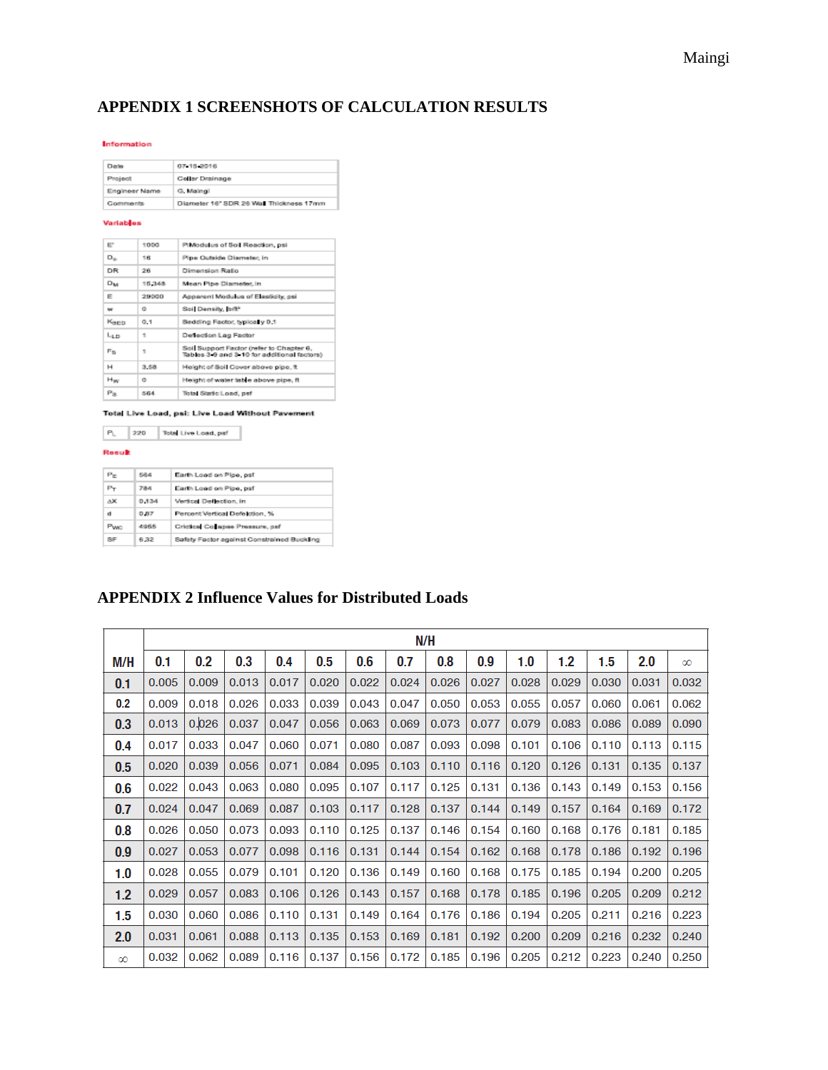# APPENDIX 1 SCREENSHOTS OF CALCULATION RESULTS

**Information**

| | |
|---|---|
| Date | 07-15-2016 |
| Project | Cellar Drainage |
| Engineer Name | G. Maingi |
| Comments | Diameter 16" SDR 26 Wall Thickness 17mm |

**Variables**

| | | |
|---|---|---|
| E' | 1000 | Modulus of Soil Reaction, psi |
| $D_o$ | 16 | Pipe Outside Diameter, in |
| DR | 26 | Dimension Ratio |
| $D_M$ | 15.348 | Mean Pipe Diameter, in |
| E | 29000 | Apparent Modulus of Elasticity, psi |
| w | 0 | Soil Density, lb/ft³ |
| $K_{BED}$ | 0.1 | Bedding Factor, typically 0.1 |
| $L_{LD}$ | 1 | Deflection Lag Factor |
| $F_S$ | 1 | Soil Support Factor (refer to Chapter 6, Tables 3-9 and 3-10 for additional factors) |
| H | 3.58 | Height of Soil Cover above pipe, ft |
| $H_W$ | 0 | Height of water table above pipe, ft |
| $P_S$ | 564 | Total Static Load, psf |

**Total Live Load, psi: Live Load Without Pavement**

| | | |
|---|---|---|
| $P_L$ | 220 | Total Live Load, psf |

**Result**

| | | |
|---|---|---|
| $P_E$ | 564 | Earth Load on Pipe, psf |
| $P_T$ | 784 | Earth Load on Pipe, psf |
| ΔX | 0.134 | Vertical Deflection, in |
| d | 0.87 | Percent Vertical Deflection, % |
| $P_{WC}$ | 4955 | Critical Collapse Pressure, psf |
| SF | 6.32 | Safety Factor against Constrained Buckling |

# APPENDIX 2 Influence Values for Distributed Loads

| | N/H | | | | | | | | | | | | | |
|---|---|---|---|---|---|---|---|---|---|---|---|---|---|---|
| **M/H** | **0.1** | **0.2** | **0.3** | **0.4** | **0.5** | **0.6** | **0.7** | **0.8** | **0.9** | **1.0** | **1.2** | **1.5** | **2.0** | **∞** |
| **0.1** | 0.005 | 0.009 | 0.013 | 0.017 | 0.020 | 0.022 | 0.024 | 0.026 | 0.027 | 0.028 | 0.029 | 0.030 | 0.031 | 0.032 |
| **0.2** | 0.009 | 0.018 | 0.026 | 0.033 | 0.039 | 0.043 | 0.047 | 0.050 | 0.053 | 0.055 | 0.057 | 0.060 | 0.061 | 0.062 |
| **0.3** | 0.013 | 0.026 | 0.037 | 0.047 | 0.056 | 0.063 | 0.069 | 0.073 | 0.077 | 0.079 | 0.083 | 0.086 | 0.089 | 0.090 |
| **0.4** | 0.017 | 0.033 | 0.047 | 0.060 | 0.071 | 0.080 | 0.087 | 0.093 | 0.098 | 0.101 | 0.106 | 0.110 | 0.113 | 0.115 |
| **0.5** | 0.020 | 0.039 | 0.056 | 0.071 | 0.084 | 0.095 | 0.103 | 0.110 | 0.116 | 0.120 | 0.126 | 0.131 | 0.135 | 0.137 |
| **0.6** | 0.022 | 0.043 | 0.063 | 0.080 | 0.095 | 0.107 | 0.117 | 0.125 | 0.131 | 0.136 | 0.143 | 0.149 | 0.153 | 0.156 |
| **0.7** | 0.024 | 0.047 | 0.069 | 0.087 | 0.103 | 0.117 | 0.128 | 0.137 | 0.144 | 0.149 | 0.157 | 0.164 | 0.169 | 0.172 |
| **0.8** | 0.026 | 0.050 | 0.073 | 0.093 | 0.110 | 0.125 | 0.137 | 0.146 | 0.154 | 0.160 | 0.168 | 0.176 | 0.181 | 0.185 |
| **0.9** | 0.027 | 0.053 | 0.077 | 0.098 | 0.116 | 0.131 | 0.144 | 0.154 | 0.162 | 0.168 | 0.178 | 0.186 | 0.192 | 0.196 |
| **1.0** | 0.028 | 0.055 | 0.079 | 0.101 | 0.120 | 0.136 | 0.149 | 0.160 | 0.168 | 0.175 | 0.185 | 0.194 | 0.200 | 0.205 |
| **1.2** | 0.029 | 0.057 | 0.083 | 0.106 | 0.126 | 0.143 | 0.157 | 0.168 | 0.178 | 0.185 | 0.196 | 0.205 | 0.209 | 0.212 |
| **1.5** | 0.030 | 0.060 | 0.086 | 0.110 | 0.131 | 0.149 | 0.164 | 0.176 | 0.186 | 0.194 | 0.205 | 0.211 | 0.216 | 0.223 |
| **2.0** | 0.031 | 0.061 | 0.088 | 0.113 | 0.135 | 0.153 | 0.169 | 0.181 | 0.192 | 0.200 | 0.209 | 0.216 | 0.232 | 0.240 |
| **∞** | 0.032 | 0.062 | 0.089 | 0.116 | 0.137 | 0.156 | 0.172 | 0.185 | 0.196 | 0.205 | 0.212 | 0.223 | 0.240 | 0.250 |